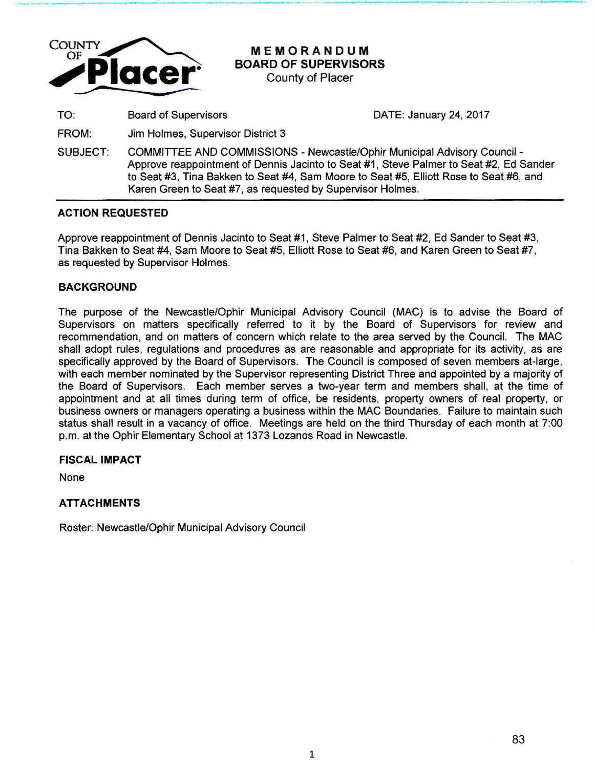COUNTY OF Placer

**MEMORANDUM**
**BOARD OF SUPERVISORS**
County of Placer

| | | |
|---|---|---|
| TO: | Board of Supervisors | DATE: January 24, 2017 |
| FROM: | Jim Holmes, Supervisor District 3 | |
| SUBJECT: | COMMITTEE AND COMMISSIONS - Newcastle/Ophir Municipal Advisory Council - Approve reappointment of Dennis Jacinto to Seat #1, Steve Palmer to Seat #2, Ed Sander to Seat #3, Tina Bakken to Seat #4, Sam Moore to Seat #5, Elliott Rose to Seat #6, and Karen Green to Seat #7, as requested by Supervisor Holmes. | |

## ACTION REQUESTED

Approve reappointment of Dennis Jacinto to Seat #1, Steve Palmer to Seat #2, Ed Sander to Seat #3, Tina Bakken to Seat #4, Sam Moore to Seat #5, Elliott Rose to Seat #6, and Karen Green to Seat #7, as requested by Supervisor Holmes.

## BACKGROUND

The purpose of the Newcastle/Ophir Municipal Advisory Council (MAC) is to advise the Board of Supervisors on matters specifically referred to it by the Board of Supervisors for review and recommendation, and on matters of concern which relate to the area served by the Council. The MAC shall adopt rules, regulations and procedures as are reasonable and appropriate for its activity, as are specifically approved by the Board of Supervisors. The Council is composed of seven members at-large, with each member nominated by the Supervisor representing District Three and appointed by a majority of the Board of Supervisors. Each member serves a two-year term and members shall, at the time of appointment and at all times during term of office, be residents, property owners of real property, or business owners or managers operating a business within the MAC Boundaries. Failure to maintain such status shall result in a vacancy of office. Meetings are held on the third Thursday of each month at 7:00 p.m. at the Ophir Elementary School at 1373 Lozanos Road in Newcastle.

## FISCAL IMPACT

None

## ATTACHMENTS

Roster: Newcastle/Ophir Municipal Advisory Council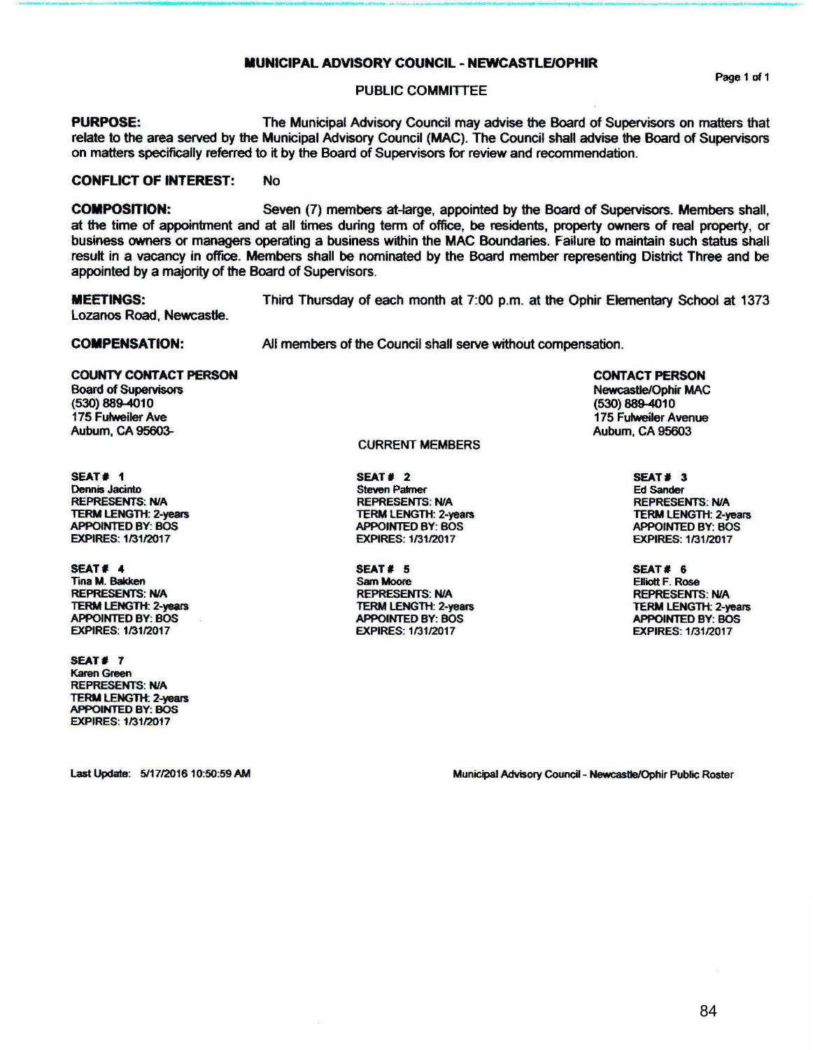# MUNICIPAL ADVISORY COUNCIL - NEWCASTLE/OPHIR

## PUBLIC COMMITTEE

**PURPOSE:** The Municipal Advisory Council may advise the Board of Supervisors on matters that relate to the area served by the Municipal Advisory Council (MAC). The Council shall advise the Board of Supervisors on matters specifically referred to it by the Board of Supervisors for review and recommendation.

**CONFLICT OF INTEREST:** No

**COMPOSITION:** Seven (7) members at-large, appointed by the Board of Supervisors. Members shall, at the time of appointment and at all times during term of office, be residents, property owners of real property, or business owners or managers operating a business within the MAC Boundaries. Failure to maintain such status shall result in a vacancy in office. Members shall be nominated by the Board member representing District Three and be appointed by a majority of the Board of Supervisors.

**MEETINGS:** Third Thursday of each month at 7:00 p.m. at the Ophir Elementary School at 1373 Lozanos Road, Newcastle.

**COMPENSATION:** All members of the Council shall serve without compensation.

**COUNTY CONTACT PERSON**
Board of Supervisors
(530) 889-4010
175 Fulweiler Ave
Auburn, CA 95603-

**CONTACT PERSON**
Newcastle/Ophir MAC
(530) 889-4010
175 Fulweiler Avenue
Auburn, CA 95603

### CURRENT MEMBERS

**SEAT # 1**
Dennis Jacinto
REPRESENTS: N/A
TERM LENGTH: 2-years
APPOINTED BY: BOS
EXPIRES: 1/31/2017

**SEAT # 2**
Steven Palmer
REPRESENTS: N/A
TERM LENGTH: 2-years
APPOINTED BY: BOS
EXPIRES: 1/31/2017

**SEAT # 3**
Ed Sander
REPRESENTS: N/A
TERM LENGTH: 2-years
APPOINTED BY: BOS
EXPIRES: 1/31/2017

**SEAT # 4**
Tina M. Bakken
REPRESENTS: N/A
TERM LENGTH: 2-years
APPOINTED BY: BOS
EXPIRES: 1/31/2017

**SEAT # 5**
Sam Moore
REPRESENTS: N/A
TERM LENGTH: 2-years
APPOINTED BY: BOS
EXPIRES: 1/31/2017

**SEAT # 6**
Elliott F. Rose
REPRESENTS: N/A
TERM LENGTH: 2-years
APPOINTED BY: BOS
EXPIRES: 1/31/2017

**SEAT # 7**
Karen Green
REPRESENTS: N/A
TERM LENGTH: 2-years
APPOINTED BY: BOS
EXPIRES: 1/31/2017

Last Update: 5/17/2016 10:50:59 AM

Municipal Advisory Council - Newcastle/Ophir Public Roster